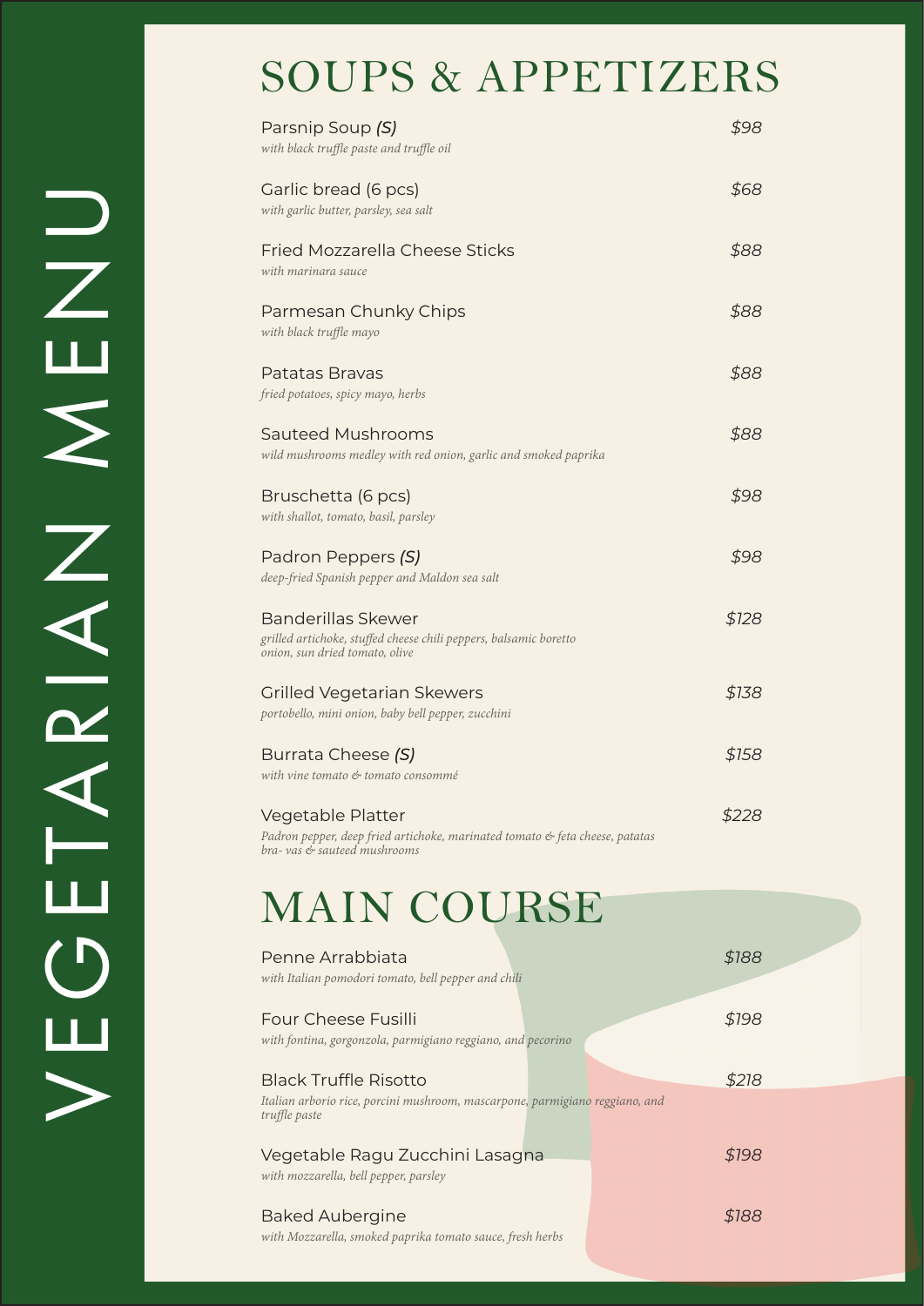# VEGETARIAN MENU

## SOUPS & APPETIZERS

Parsnip Soup ***(S)*** — *$98*
*with black truffle paste and truffle oil*

Garlic bread (6 pcs) — *$68*
*with garlic butter, parsley, sea salt*

Fried Mozzarella Cheese Sticks — *$88*
*with marinara sauce*

Parmesan Chunky Chips — *$88*
*with black truffle mayo*

Patatas Bravas — *$88*
*fried potatoes, spicy mayo, herbs*

Sauteed Mushrooms — *$88*
*wild mushrooms medley with red onion, garlic and smoked paprika*

Bruschetta (6 pcs) — *$98*
*with shallot, tomato, basil, parsley*

Padron Peppers ***(S)*** — *$98*
*deep-fried Spanish pepper and Maldon sea salt*

Banderillas Skewer — *$128*
*grilled artichoke, stuffed cheese chili peppers, balsamic boretto onion, sun dried tomato, olive*

Grilled Vegetarian Skewers — *$138*
*portobello, mini onion, baby bell pepper, zucchini*

Burrata Cheese ***(S)*** — *$158*
*with vine tomato & tomato consommé*

Vegetable Platter — *$228*
*Padron pepper, deep fried artichoke, marinated tomato & feta cheese, patatas bra- vas & sauteed mushrooms*

## MAIN COURSE

Penne Arrabbiata — *$188*
*with Italian pomodori tomato, bell pepper and chili*

Four Cheese Fusilli — *$198*
*with fontina, gorgonzola, parmigiano reggiano, and pecorino*

Black Truffle Risotto — *$218*
*Italian arborio rice, porcini mushroom, mascarpone, parmigiano reggiano, and truffle paste*

Vegetable Ragu Zucchini Lasagna — *$198*
*with mozzarella, bell pepper, parsley*

Baked Aubergine — *$188*
*with Mozzarella, smoked paprika tomato sauce, fresh herbs*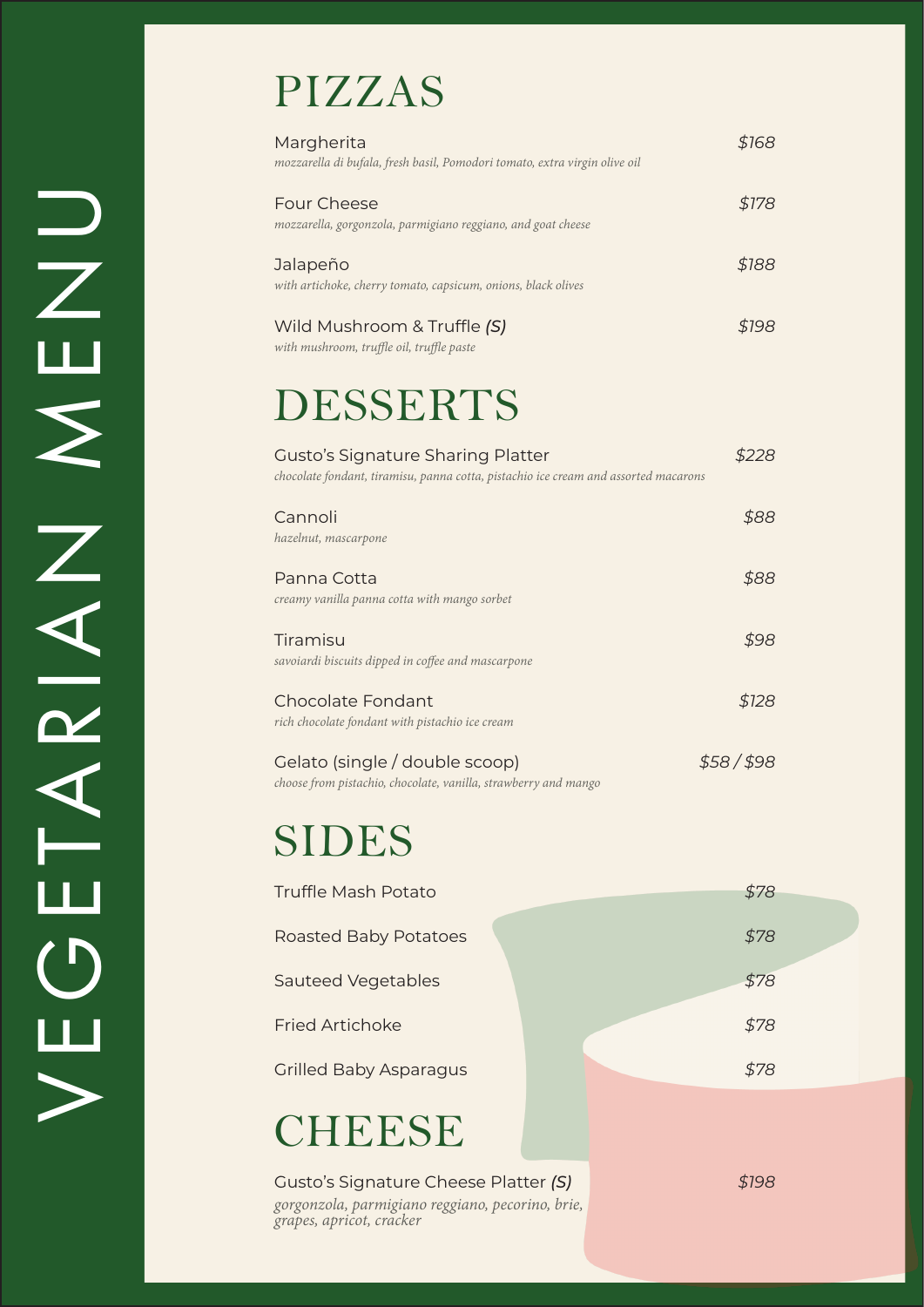# VEGETARIAN MENU

## PIZZAS

Margherita — *$168*
*mozzarella di bufala, fresh basil, Pomodori tomato, extra virgin olive oil*

Four Cheese — *$178*
*mozzarella, gorgonzola, parmigiano reggiano, and goat cheese*

Jalapeño — *$188*
*with artichoke, cherry tomato, capsicum, onions, black olives*

Wild Mushroom & Truffle ***(S)*** — *$198*
*with mushroom, truffle oil, truffle paste*

## DESSERTS

Gusto's Signature Sharing Platter — *$228*
*chocolate fondant, tiramisu, panna cotta, pistachio ice cream and assorted macarons*

Cannoli — *$88*
*hazelnut, mascarpone*

Panna Cotta — *$88*
*creamy vanilla panna cotta with mango sorbet*

Tiramisu — *$98*
*savoiardi biscuits dipped in coffee and mascarpone*

Chocolate Fondant — *$128*
*rich chocolate fondant with pistachio ice cream*

Gelato (single / double scoop) — *$58 / $98*
*choose from pistachio, chocolate, vanilla, strawberry and mango*

## SIDES

Truffle Mash Potato — *$78*

Roasted Baby Potatoes — *$78*

Sauteed Vegetables — *$78*

Fried Artichoke — *$78*

Grilled Baby Asparagus — *$78*

## CHEESE

Gusto's Signature Cheese Platter ***(S)*** — *$198*
*gorgonzola, parmigiano reggiano, pecorino, brie, grapes, apricot, cracker*